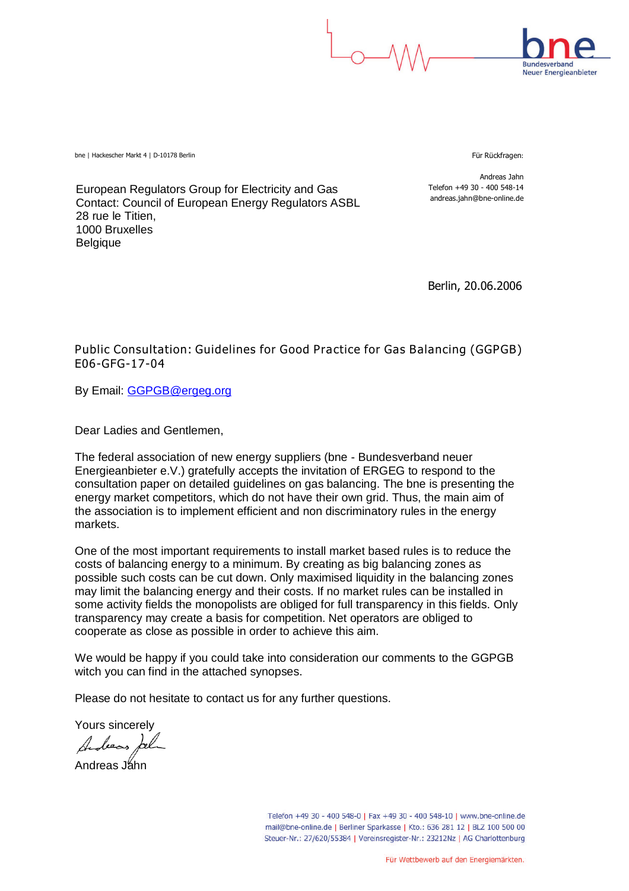bne | Hackescher Markt 4 | D-10178 Berlin

Für Rückfragen:

Andreas Jahn
Telefon +49 30 - 400 548-14
andreas.jahn@bne-online.de

European Regulators Group for Electricity and Gas
Contact: Council of European Energy Regulators ASBL
28 rue le Titien,
1000 Bruxelles
Belgique

Berlin, 20.06.2006

Public Consultation: Guidelines for Good Practice for Gas Balancing (GGPGB)
E06-GFG-17-04

By Email: GGPGB@ergeg.org

Dear Ladies and Gentlemen,

The federal association of new energy suppliers (bne - Bundesverband neuer Energieanbieter e.V.) gratefully accepts the invitation of ERGEG to respond to the consultation paper on detailed guidelines on gas balancing. The bne is presenting the energy market competitors, which do not have their own grid. Thus, the main aim of the association is to implement efficient and non discriminatory rules in the energy markets.

One of the most important requirements to install market based rules is to reduce the costs of balancing energy to a minimum. By creating as big balancing zones as possible such costs can be cut down. Only maximised liquidity in the balancing zones may limit the balancing energy and their costs. If no market rules can be installed in some activity fields the monopolists are obliged for full transparency in this fields. Only transparency may create a basis for competition. Net operators are obliged to cooperate as close as possible in order to achieve this aim.

We would be happy if you could take into consideration our comments to the GGPGB witch you can find in the attached synopses.

Please do not hesitate to contact us for any further questions.

Yours sincerely

Andreas Jahn

Telefon +49 30 - 400 548-0 | Fax +49 30 - 400 548-10 | www.bne-online.de
mail@bne-online.de | Berliner Sparkasse | Kto.: 636 281 12 | BLZ 100 500 00
Steuer-Nr.: 27/620/55384 | Vereinsregister-Nr.: 23212Nz | AG Charlottenburg

Für Wettbewerb auf den Energiemärkten.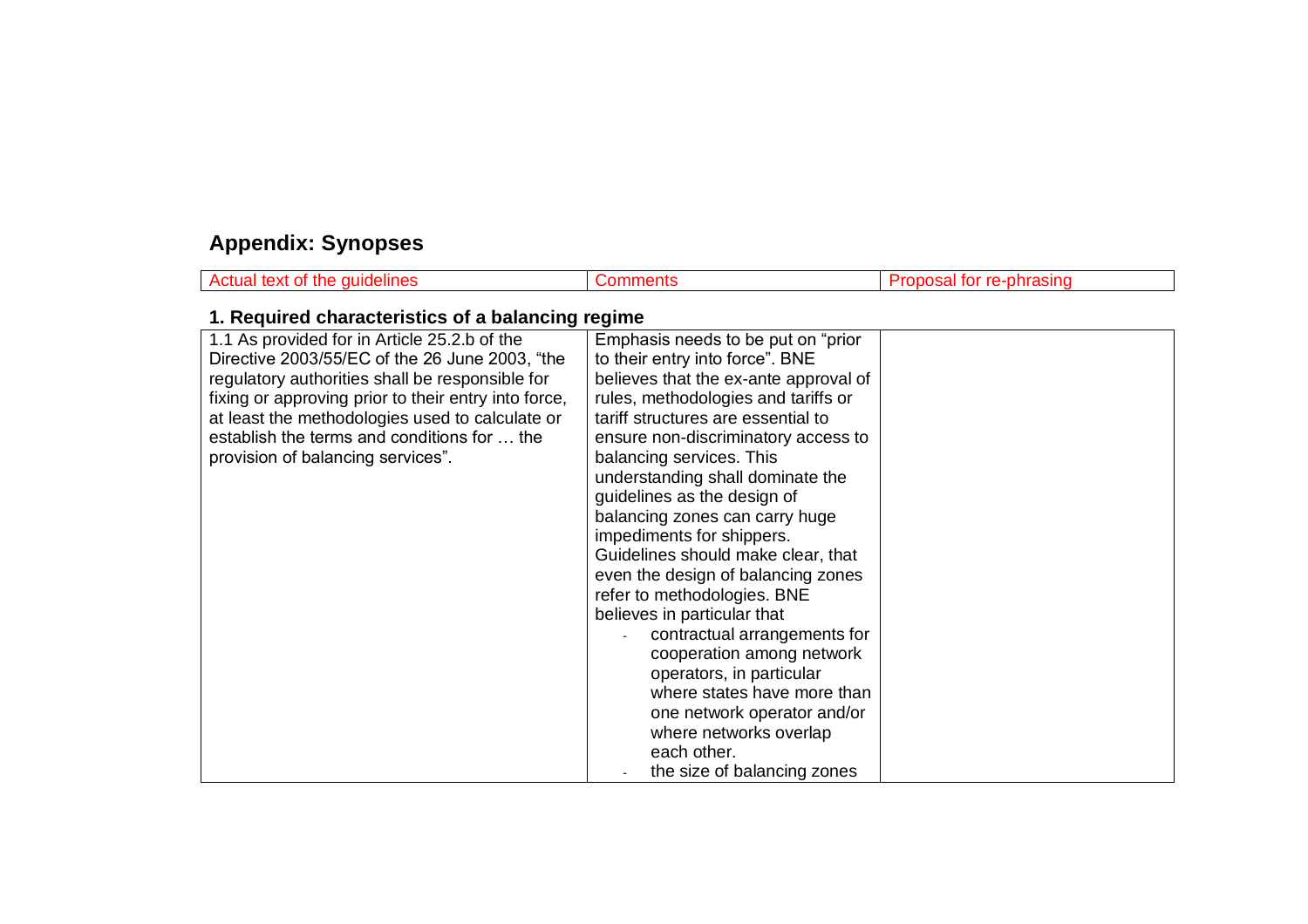## Appendix: Synopses

| Actual text of the guidelines | Comments | Proposal for re-phrasing |
|---|---|---|
| **1. Required characteristics of a balancing regime** | | |
| 1.1 As provided for in Article 25.2.b of the Directive 2003/55/EC of the 26 June 2003, "the regulatory authorities shall be responsible for fixing or approving prior to their entry into force, at least the methodologies used to calculate or establish the terms and conditions for … the provision of balancing services". | Emphasis needs to be put on "prior to their entry into force". BNE believes that the ex-ante approval of rules, methodologies and tariffs or tariff structures are essential to ensure non-discriminatory access to balancing services. This understanding shall dominate the guidelines as the design of balancing zones can carry huge impediments for shippers. Guidelines should make clear, that even the design of balancing zones refer to methodologies. BNE believes in particular that<br>- contractual arrangements for cooperation among network operators, in particular where states have more than one network operator and/or where networks overlap each other.<br>- the size of balancing zones | |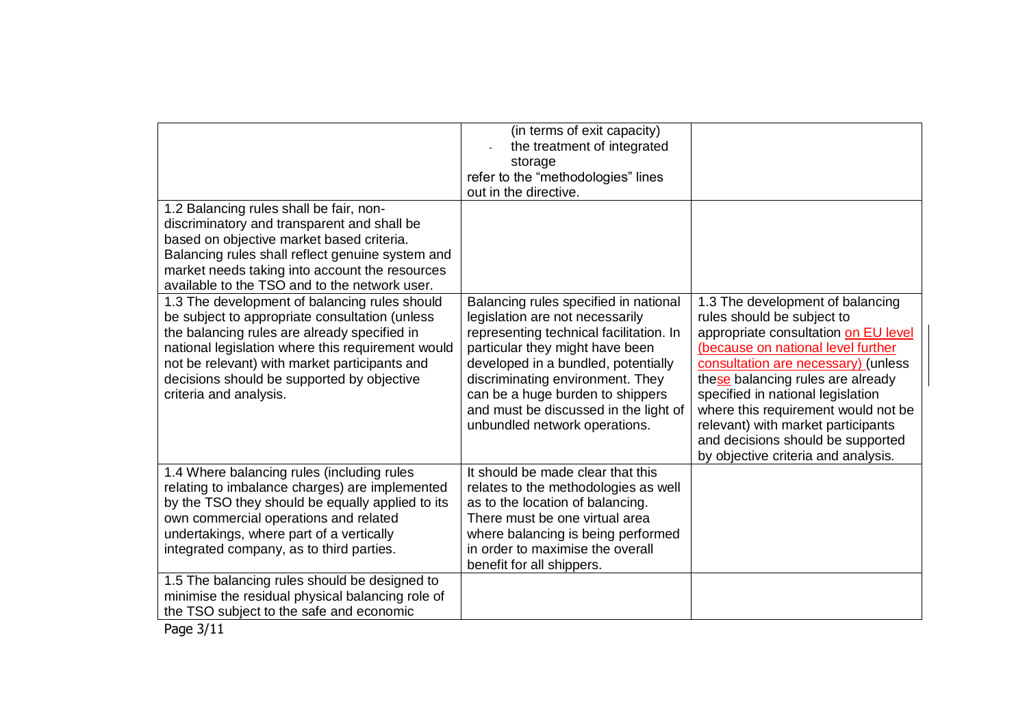| | | |
|---|---|---|
| | (in terms of exit capacity)<br>- the treatment of integrated storage<br>refer to the "methodologies" lines out in the directive. | |
| 1.2 Balancing rules shall be fair, non-discriminatory and transparent and shall be based on objective market based criteria. Balancing rules shall reflect genuine system and market needs taking into account the resources available to the TSO and to the network user. | | |
| 1.3 The development of balancing rules should be subject to appropriate consultation (unless the balancing rules are already specified in national legislation where this requirement would not be relevant) with market participants and decisions should be supported by objective criteria and analysis. | Balancing rules specified in national legislation are not necessarily representing technical facilitation. In particular they might have been developed in a bundled, potentially discriminating environment. They can be a huge burden to shippers and must be discussed in the light of unbundled network operations. | 1.3 The development of balancing rules should be subject to appropriate consultation on EU level (because on national level further consultation are necessary) (unless these balancing rules are already specified in national legislation where this requirement would not be relevant) with market participants and decisions should be supported by objective criteria and analysis. |
| 1.4 Where balancing rules (including rules relating to imbalance charges) are implemented by the TSO they should be equally applied to its own commercial operations and related undertakings, where part of a vertically integrated company, as to third parties. | It should be made clear that this relates to the methodologies as well as to the location of balancing. There must be one virtual area where balancing is being performed in order to maximise the overall benefit for all shippers. | |
| 1.5 The balancing rules should be designed to minimise the residual physical balancing role of the TSO subject to the safe and economic | | |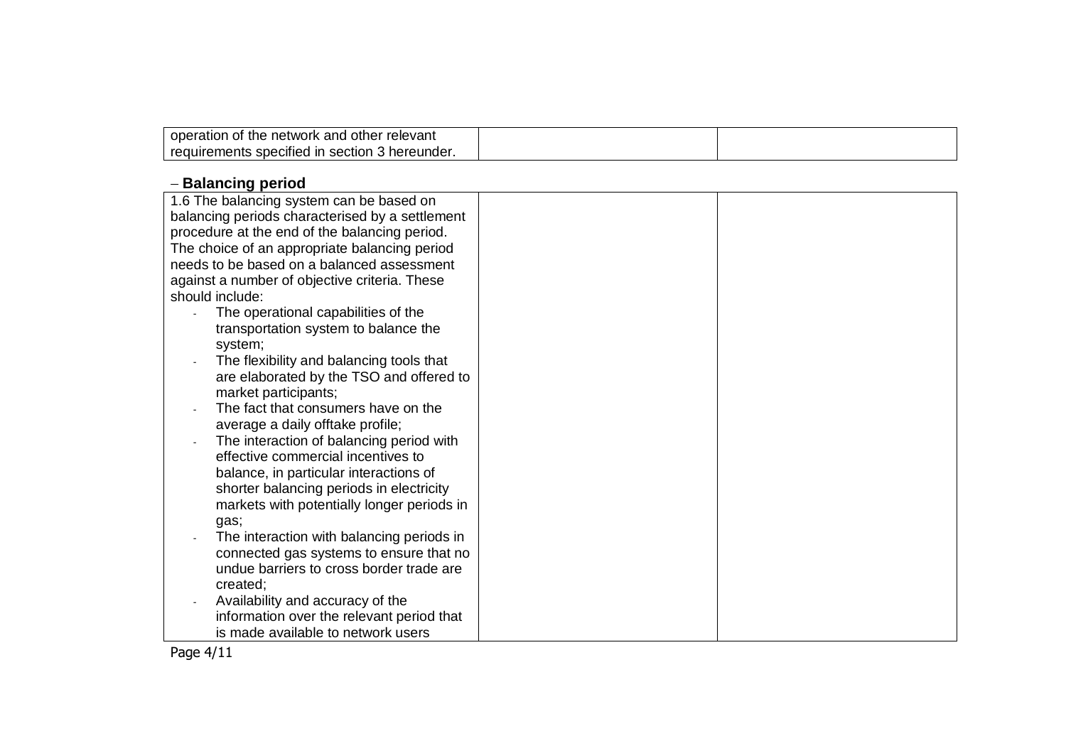| | | |
|---|---|---|
| operation of the network and other relevant requirements specified in section 3 hereunder. | | |

– **Balancing period**

| | | |
|---|---|---|
| 1.6 The balancing system can be based on balancing periods characterised by a settlement procedure at the end of the balancing period. The choice of an appropriate balancing period needs to be based on a balanced assessment against a number of objective criteria. These should include:<br>- The operational capabilities of the transportation system to balance the system;<br>- The flexibility and balancing tools that are elaborated by the TSO and offered to market participants;<br>- The fact that consumers have on the average a daily offtake profile;<br>- The interaction of balancing period with effective commercial incentives to balance, in particular interactions of shorter balancing periods in electricity markets with potentially longer periods in gas;<br>- The interaction with balancing periods in connected gas systems to ensure that no undue barriers to cross border trade are created;<br>- Availability and accuracy of the information over the relevant period that is made available to network users | | |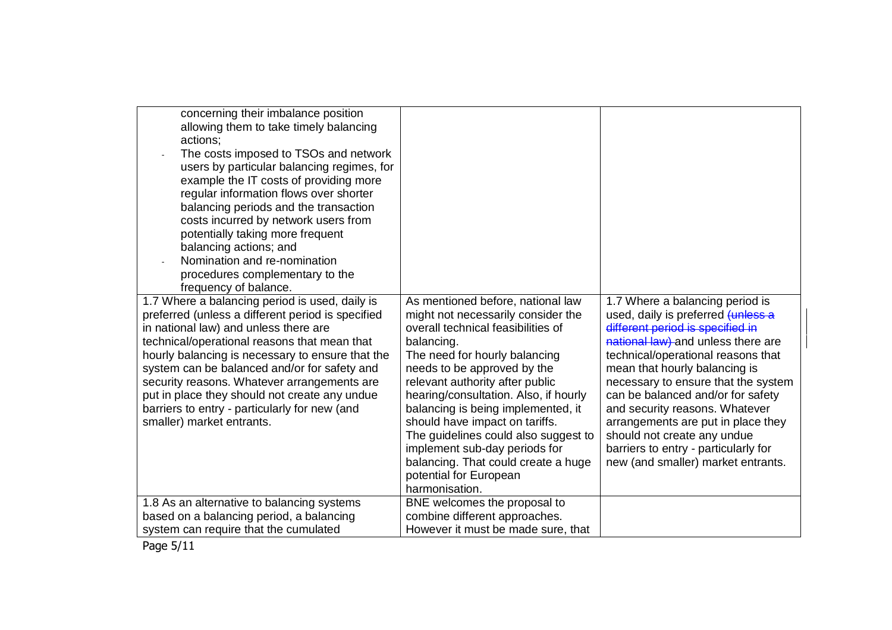| | | |
|---|---|---|
| concerning their imbalance position allowing them to take timely balancing actions;<br>- The costs imposed to TSOs and network users by particular balancing regimes, for example the IT costs of providing more regular information flows over shorter balancing periods and the transaction costs incurred by network users from potentially taking more frequent balancing actions; and<br>- Nomination and re-nomination procedures complementary to the frequency of balance. | | |
| 1.7 Where a balancing period is used, daily is preferred (unless a different period is specified in national law) and unless there are technical/operational reasons that mean that hourly balancing is necessary to ensure that the system can be balanced and/or for safety and security reasons. Whatever arrangements are put in place they should not create any undue barriers to entry - particularly for new (and smaller) market entrants. | As mentioned before, national law might not necessarily consider the overall technical feasibilities of balancing.<br>The need for hourly balancing needs to be approved by the relevant authority after public hearing/consultation. Also, if hourly balancing is being implemented, it should have impact on tariffs.<br>The guidelines could also suggest to implement sub-day periods for balancing. That could create a huge potential for European harmonisation. | 1.7 Where a balancing period is used, daily is preferred ~~(unless a different period is specified in national law)~~ and unless there are technical/operational reasons that mean that hourly balancing is necessary to ensure that the system can be balanced and/or for safety and security reasons. Whatever arrangements are put in place they should not create any undue barriers to entry - particularly for new (and smaller) market entrants. |
| 1.8 As an alternative to balancing systems based on a balancing period, a balancing system can require that the cumulated | BNE welcomes the proposal to combine different approaches. However it must be made sure, that | |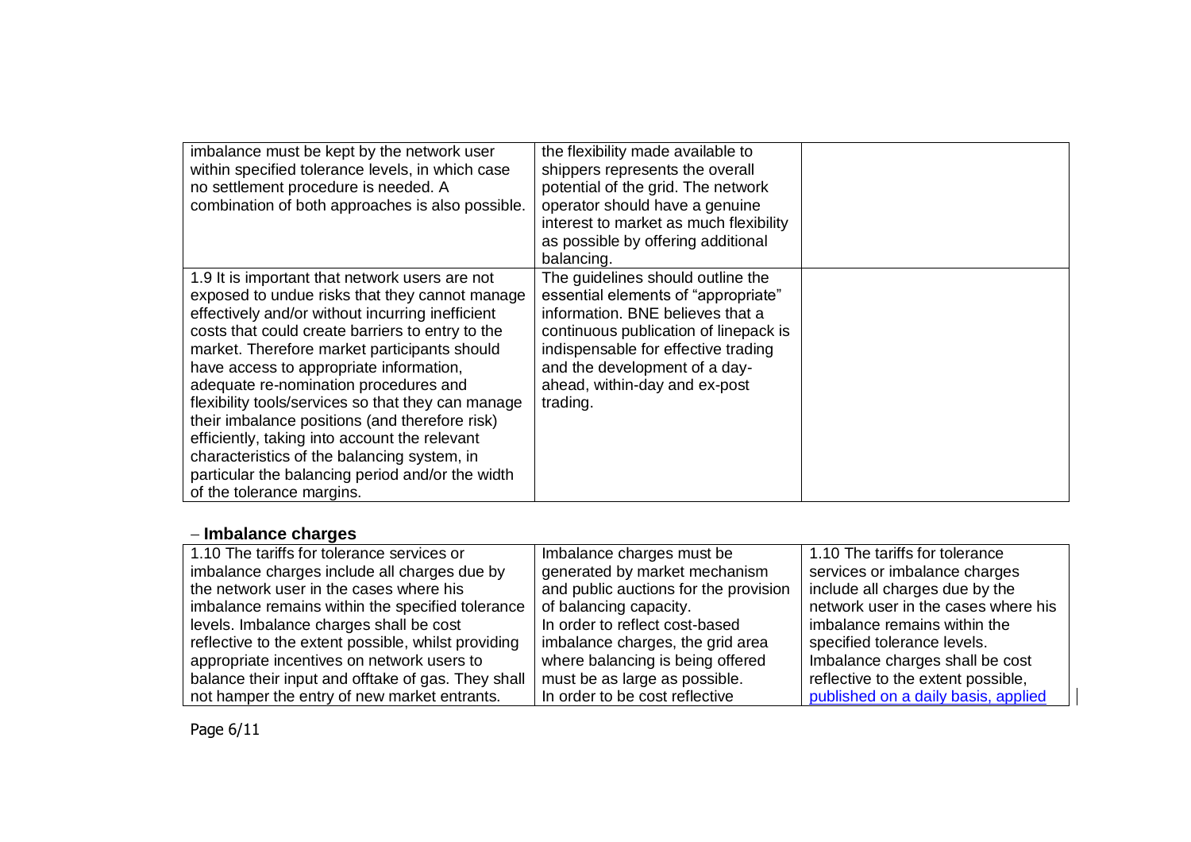| | | |
|---|---|---|
| imbalance must be kept by the network user within specified tolerance levels, in which case no settlement procedure is needed. A combination of both approaches is also possible. | the flexibility made available to shippers represents the overall potential of the grid. The network operator should have a genuine interest to market as much flexibility as possible by offering additional balancing. | |
| 1.9 It is important that network users are not exposed to undue risks that they cannot manage effectively and/or without incurring inefficient costs that could create barriers to entry to the market. Therefore market participants should have access to appropriate information, adequate re-nomination procedures and flexibility tools/services so that they can manage their imbalance positions (and therefore risk) efficiently, taking into account the relevant characteristics of the balancing system, in particular the balancing period and/or the width of the tolerance margins. | The guidelines should outline the essential elements of "appropriate" information. BNE believes that a continuous publication of linepack is indispensable for effective trading and the development of a day-ahead, within-day and ex-post trading. | |

– **Imbalance charges**

| | | |
|---|---|---|
| 1.10 The tariffs for tolerance services or imbalance charges include all charges due by the network user in the cases where his imbalance remains within the specified tolerance levels. Imbalance charges shall be cost reflective to the extent possible, whilst providing appropriate incentives on network users to balance their input and offtake of gas. They shall not hamper the entry of new market entrants. | Imbalance charges must be generated by market mechanism and public auctions for the provision of balancing capacity. In order to reflect cost-based imbalance charges, the grid area where balancing is being offered must be as large as possible. In order to be cost reflective | 1.10 The tariffs for tolerance services or imbalance charges include all charges due by the network user in the cases where his imbalance remains within the specified tolerance levels. Imbalance charges shall be cost reflective to the extent possible, published on a daily basis, applied |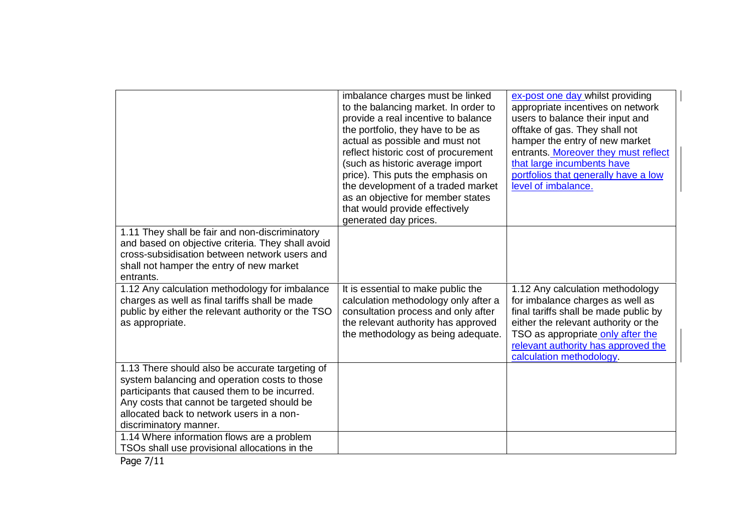| | | |
|---|---|---|
| | imbalance charges must be linked to the balancing market. In order to provide a real incentive to balance the portfolio, they have to be as actual as possible and must not reflect historic cost of procurement (such as historic average import price). This puts the emphasis on the development of a traded market as an objective for member states that would provide effectively generated day prices. | ex-post one day whilst providing appropriate incentives on network users to balance their input and offtake of gas. They shall not hamper the entry of new market entrants. Moreover they must reflect that large incumbents have portfolios that generally have a low level of imbalance. |
| 1.11 They shall be fair and non-discriminatory and based on objective criteria. They shall avoid cross-subsidisation between network users and shall not hamper the entry of new market entrants. | | |
| 1.12 Any calculation methodology for imbalance charges as well as final tariffs shall be made public by either the relevant authority or the TSO as appropriate. | It is essential to make public the calculation methodology only after a consultation process and only after the relevant authority has approved the methodology as being adequate. | 1.12 Any calculation methodology for imbalance charges as well as final tariffs shall be made public by either the relevant authority or the TSO as appropriate only after the relevant authority has approved the calculation methodology. |
| 1.13 There should also be accurate targeting of system balancing and operation costs to those participants that caused them to be incurred. Any costs that cannot be targeted should be allocated back to network users in a non-discriminatory manner. | | |
| 1.14 Where information flows are a problem TSOs shall use provisional allocations in the | | |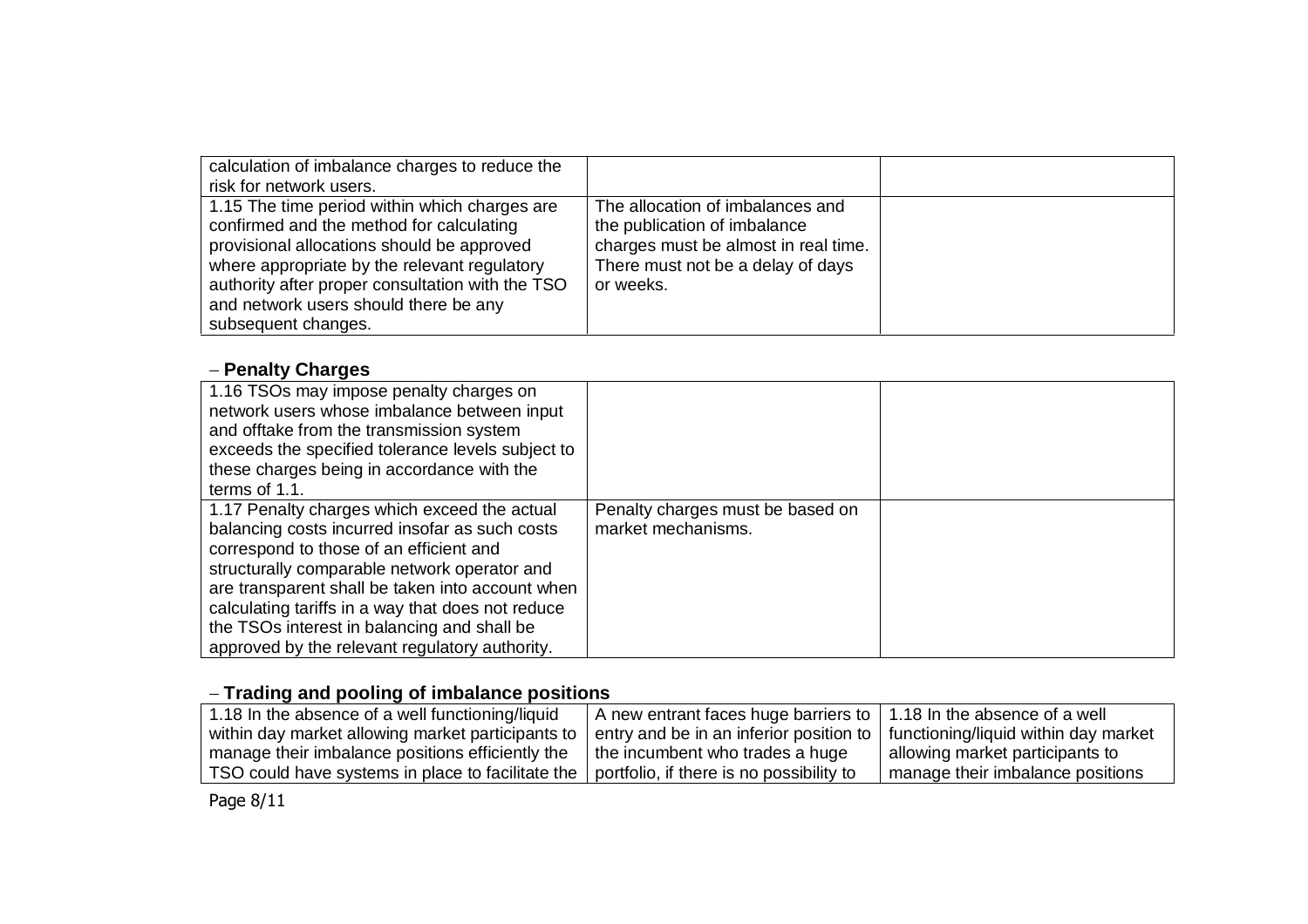| | | |
|---|---|---|
| calculation of imbalance charges to reduce the risk for network users. | | |
| 1.15 The time period within which charges are confirmed and the method for calculating provisional allocations should be approved where appropriate by the relevant regulatory authority after proper consultation with the TSO and network users should there be any subsequent changes. | The allocation of imbalances and the publication of imbalance charges must be almost in real time. There must not be a delay of days or weeks. | |

– **Penalty Charges**

| | | |
|---|---|---|
| 1.16 TSOs may impose penalty charges on network users whose imbalance between input and offtake from the transmission system exceeds the specified tolerance levels subject to these charges being in accordance with the terms of 1.1. | | |
| 1.17 Penalty charges which exceed the actual balancing costs incurred insofar as such costs correspond to those of an efficient and structurally comparable network operator and are transparent shall be taken into account when calculating tariffs in a way that does not reduce the TSOs interest in balancing and shall be approved by the relevant regulatory authority. | Penalty charges must be based on market mechanisms. | |

– **Trading and pooling of imbalance positions**

| | | |
|---|---|---|
| 1.18 In the absence of a well functioning/liquid within day market allowing market participants to manage their imbalance positions efficiently the TSO could have systems in place to facilitate the | A new entrant faces huge barriers to entry and be in an inferior position to the incumbent who trades a huge portfolio, if there is no possibility to | 1.18 In the absence of a well functioning/liquid within day market allowing market participants to manage their imbalance positions |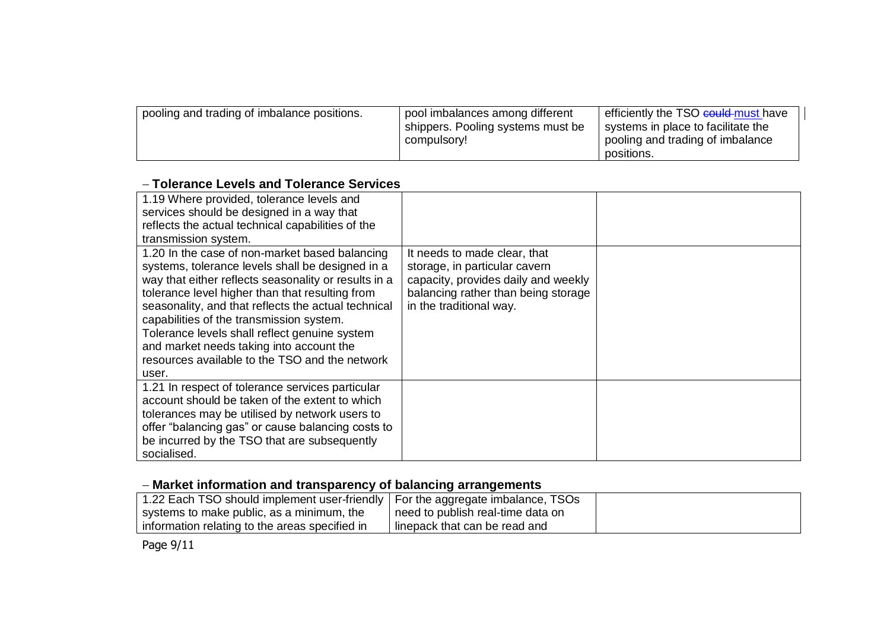| pooling and trading of imbalance positions. | pool imbalances among different shippers. Pooling systems must be compulsory! | efficiently the TSO ~~could~~ must have systems in place to facilitate the pooling and trading of imbalance positions. |
| --- | --- | --- |

## – Tolerance Levels and Tolerance Services

| 1.19 Where provided, tolerance levels and services should be designed in a way that reflects the actual technical capabilities of the transmission system. | | |
| --- | --- | --- |
| 1.20 In the case of non-market based balancing systems, tolerance levels shall be designed in a way that either reflects seasonality or results in a tolerance level higher than that resulting from seasonality, and that reflects the actual technical capabilities of the transmission system. Tolerance levels shall reflect genuine system and market needs taking into account the resources available to the TSO and the network user. | It needs to made clear, that storage, in particular cavern capacity, provides daily and weekly balancing rather than being storage in the traditional way. | |
| 1.21 In respect of tolerance services particular account should be taken of the extent to which tolerances may be utilised by network users to offer "balancing gas" or cause balancing costs to be incurred by the TSO that are subsequently socialised. | | |

## – Market information and transparency of balancing arrangements

| 1.22 Each TSO should implement user-friendly systems to make public, as a minimum, the information relating to the areas specified in | For the aggregate imbalance, TSOs need to publish real-time data on linepack that can be read and | |
| --- | --- | --- |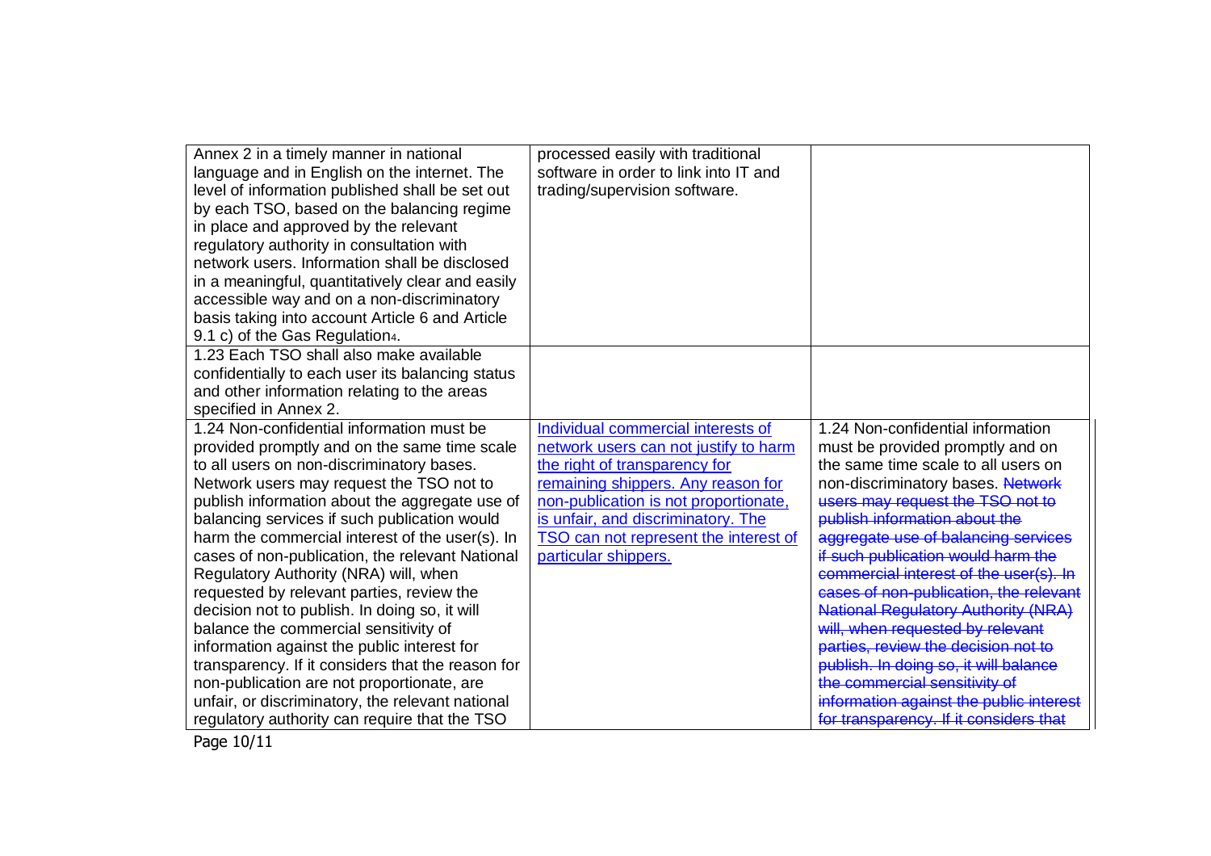| | | |
|---|---|---|
| Annex 2 in a timely manner in national language and in English on the internet. The level of information published shall be set out by each TSO, based on the balancing regime in place and approved by the relevant regulatory authority in consultation with network users. Information shall be disclosed in a meaningful, quantitatively clear and easily accessible way and on a non-discriminatory basis taking into account Article 6 and Article 9.1 c) of the Gas Regulation[4]. | processed easily with traditional software in order to link into IT and trading/supervision software. | |
| 1.23 Each TSO shall also make available confidentially to each user its balancing status and other information relating to the areas specified in Annex 2. | | |
| 1.24 Non-confidential information must be provided promptly and on the same time scale to all users on non-discriminatory bases. Network users may request the TSO not to publish information about the aggregate use of balancing services if such publication would harm the commercial interest of the user(s). In cases of non-publication, the relevant National Regulatory Authority (NRA) will, when requested by relevant parties, review the decision not to publish. In doing so, it will balance the commercial sensitivity of information against the public interest for transparency. If it considers that the reason for non-publication are not proportionate, are unfair, or discriminatory, the relevant national regulatory authority can require that the TSO | Individual commercial interests of network users can not justify to harm the right of transparency for remaining shippers. Any reason for non-publication is not proportionate, is unfair, and discriminatory. The TSO can not represent the interest of particular shippers. | 1.24 Non-confidential information must be provided promptly and on the same time scale to all users on non-discriminatory bases. ~~Network users may request the TSO not to publish information about the aggregate use of balancing services if such publication would harm the commercial interest of the user(s). In cases of non-publication, the relevant National Regulatory Authority (NRA) will, when requested by relevant parties, review the decision not to publish. In doing so, it will balance the commercial sensitivity of information against the public interest for transparency. If it considers that~~ |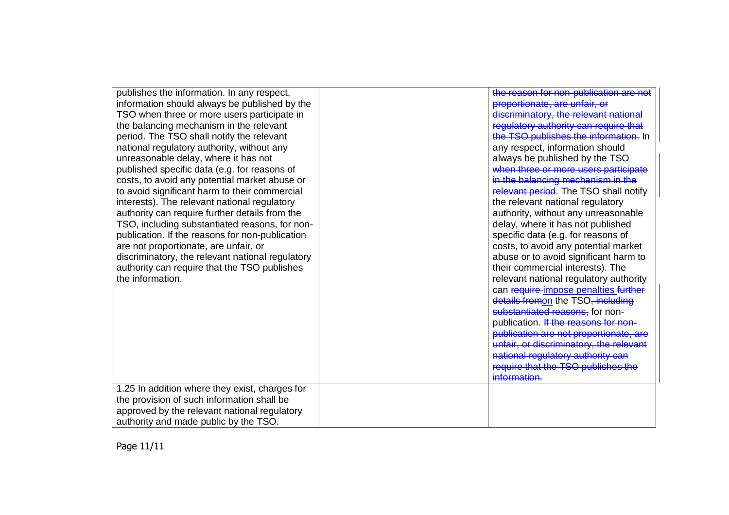| | | |
|---|---|---|
| publishes the information. In any respect, information should always be published by the TSO when three or more users participate in the balancing mechanism in the relevant period. The TSO shall notify the relevant national regulatory authority, without any unreasonable delay, where it has not published specific data (e.g. for reasons of costs, to avoid any potential market abuse or to avoid significant harm to their commercial interests). The relevant national regulatory authority can require further details from the TSO, including substantiated reasons, for non-publication. If the reasons for non-publication are not proportionate, are unfair, or discriminatory, the relevant national regulatory authority can require that the TSO publishes the information. | | ~~the reason for non-publication are not proportionate, are unfair, or discriminatory, the relevant national regulatory authority can require that the TSO publishes the information.~~ In any respect, information should always be published by the TSO ~~when three or more users participate in the balancing mechanism in the relevant period~~. The TSO shall notify the relevant national regulatory authority, without any unreasonable delay, where it has not published specific data (e.g. for reasons of costs, to avoid any potential market abuse or to avoid significant harm to their commercial interests). The relevant national regulatory authority can ~~require~~ <u>impose penalties</u> ~~further details from~~<u>on</u> the TSO~~, including substantiated reasons,~~ for non-publication. ~~If the reasons for non-publication are not proportionate, are unfair, or discriminatory, the relevant national regulatory authority can require that the TSO publishes the information.~~ |
| 1.25 In addition where they exist, charges for the provision of such information shall be approved by the relevant national regulatory authority and made public by the TSO. | | |